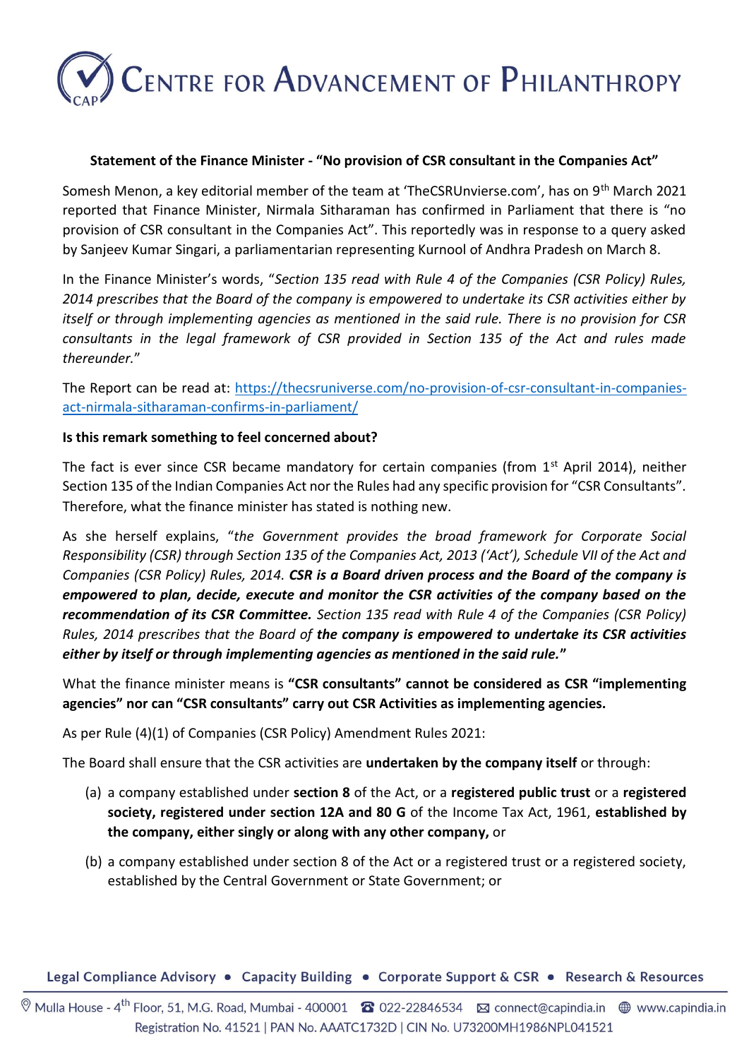**Statement of the Finance Minister - "No provision of CSR consultant in the Companies Act"**

Somesh Menon, a key editorial member of the team at 'TheCSRUnvierse.com', has on 9th March 2021 reported that Finance Minister, Nirmala Sitharaman has confirmed in Parliament that there is "no provision of CSR consultant in the Companies Act". This reportedly was in response to a query asked by Sanjeev Kumar Singari, a parliamentarian representing Kurnool of Andhra Pradesh on March 8.

In the Finance Minister's words, "*Section 135 read with Rule 4 of the Companies (CSR Policy) Rules, 2014 prescribes that the Board of the company is empowered to undertake its CSR activities either by itself or through implementing agencies as mentioned in the said rule. There is no provision for CSR consultants in the legal framework of CSR provided in Section 135 of the Act and rules made thereunder.*"

The Report can be read at: [https://thecsruniverse.com/no-provision-of-csr-consultant-in-companies-act-nirmala-sitharaman-confirms-in-parliament/](https://thecsruniverse.com/no-provision-of-csr-consultant-in-companies-act-nirmala-sitharaman-confirms-in-parliament/)

**Is this remark something to feel concerned about?**

The fact is ever since CSR became mandatory for certain companies (from 1st April 2014), neither Section 135 of the Indian Companies Act nor the Rules had any specific provision for "CSR Consultants". Therefore, what the finance minister has stated is nothing new.

As she herself explains, "*the Government provides the broad framework for Corporate Social Responsibility (CSR) through Section 135 of the Companies Act, 2013 ('Act'), Schedule VII of the Act and Companies (CSR Policy) Rules, 2014.* ***CSR is a Board driven process and the Board of the company is empowered to plan, decide, execute and monitor the CSR activities of the company based on the recommendation of its CSR Committee.*** *Section 135 read with Rule 4 of the Companies (CSR Policy) Rules, 2014 prescribes that the Board of* ***the company is empowered to undertake its CSR activities either by itself or through implementing agencies as mentioned in the said rule.*****"**

What the finance minister means is **"CSR consultants" cannot be considered as CSR "implementing agencies" nor can "CSR consultants" carry out CSR Activities as implementing agencies.**

As per Rule (4)(1) of Companies (CSR Policy) Amendment Rules 2021:

The Board shall ensure that the CSR activities are **undertaken by the company itself** or through:

(a) a company established under **section 8** of the Act, or a **registered public trust** or a **registered society, registered under section 12A and 80 G** of the Income Tax Act, 1961, **established by the company, either singly or along with any other company,** or

(b) a company established under section 8 of the Act or a registered trust or a registered society, established by the Central Government or State Government; or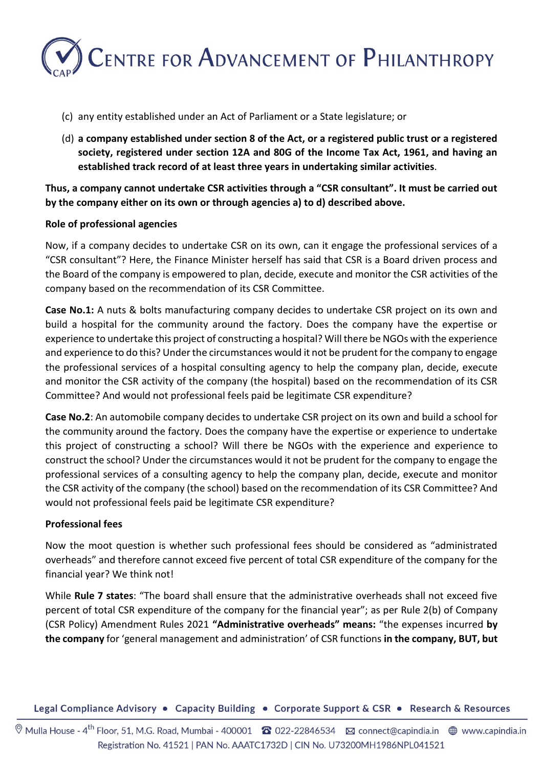(c) any entity established under an Act of Parliament or a State legislature; or

(d) **a company established under section 8 of the Act, or a registered public trust or a registered society, registered under section 12A and 80G of the Income Tax Act, 1961, and having an established track record of at least three years in undertaking similar activities**.

**Thus, a company cannot undertake CSR activities through a "CSR consultant". It must be carried out by the company either on its own or through agencies a) to d) described above.**

**Role of professional agencies**

Now, if a company decides to undertake CSR on its own, can it engage the professional services of a "CSR consultant"? Here, the Finance Minister herself has said that CSR is a Board driven process and the Board of the company is empowered to plan, decide, execute and monitor the CSR activities of the company based on the recommendation of its CSR Committee.

**Case No.1:** A nuts & bolts manufacturing company decides to undertake CSR project on its own and build a hospital for the community around the factory. Does the company have the expertise or experience to undertake this project of constructing a hospital? Will there be NGOs with the experience and experience to do this? Under the circumstances would it not be prudent for the company to engage the professional services of a hospital consulting agency to help the company plan, decide, execute and monitor the CSR activity of the company (the hospital) based on the recommendation of its CSR Committee? And would not professional feels paid be legitimate CSR expenditure?

**Case No.2**: An automobile company decides to undertake CSR project on its own and build a school for the community around the factory. Does the company have the expertise or experience to undertake this project of constructing a school? Will there be NGOs with the experience and experience to construct the school? Under the circumstances would it not be prudent for the company to engage the professional services of a consulting agency to help the company plan, decide, execute and monitor the CSR activity of the company (the school) based on the recommendation of its CSR Committee? And would not professional feels paid be legitimate CSR expenditure?

**Professional fees**

Now the moot question is whether such professional fees should be considered as "administrated overheads" and therefore cannot exceed five percent of total CSR expenditure of the company for the financial year? We think not!

While **Rule 7 states**: "The board shall ensure that the administrative overheads shall not exceed five percent of total CSR expenditure of the company for the financial year"; as per Rule 2(b) of Company (CSR Policy) Amendment Rules 2021 **"Administrative overheads" means:** "the expenses incurred **by the company** for 'general management and administration' of CSR functions **in the company, BUT, but**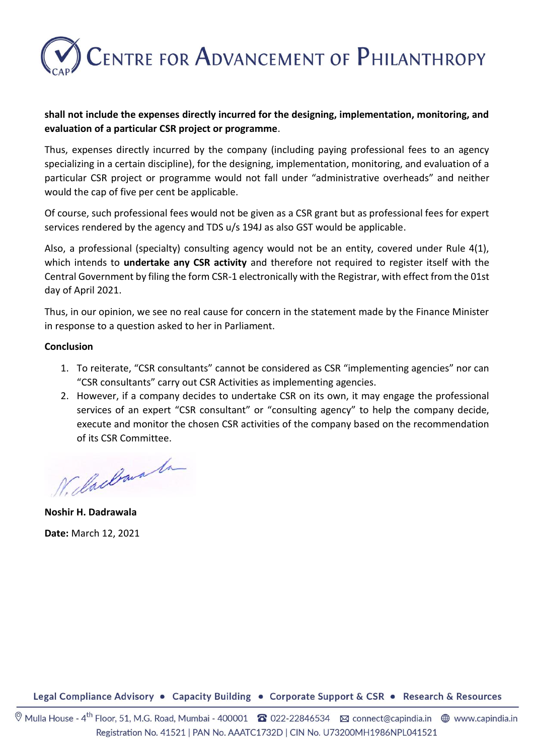**shall not include the expenses directly incurred for the designing, implementation, monitoring, and evaluation of a particular CSR project or programme**.

Thus, expenses directly incurred by the company (including paying professional fees to an agency specializing in a certain discipline), for the designing, implementation, monitoring, and evaluation of a particular CSR project or programme would not fall under "administrative overheads" and neither would the cap of five per cent be applicable.

Of course, such professional fees would not be given as a CSR grant but as professional fees for expert services rendered by the agency and TDS u/s 194J as also GST would be applicable.

Also, a professional (specialty) consulting agency would not be an entity, covered under Rule 4(1), which intends to **undertake any CSR activity** and therefore not required to register itself with the Central Government by filing the form CSR-1 electronically with the Registrar, with effect from the 01st day of April 2021.

Thus, in our opinion, we see no real cause for concern in the statement made by the Finance Minister in response to a question asked to her in Parliament.

**Conclusion**

1. To reiterate, "CSR consultants" cannot be considered as CSR "implementing agencies" nor can "CSR consultants" carry out CSR Activities as implementing agencies.
2. However, if a company decides to undertake CSR on its own, it may engage the professional services of an expert "CSR consultant" or "consulting agency" to help the company decide, execute and monitor the chosen CSR activities of the company based on the recommendation of its CSR Committee.

**Noshir H. Dadrawala**

**Date:** March 12, 2021